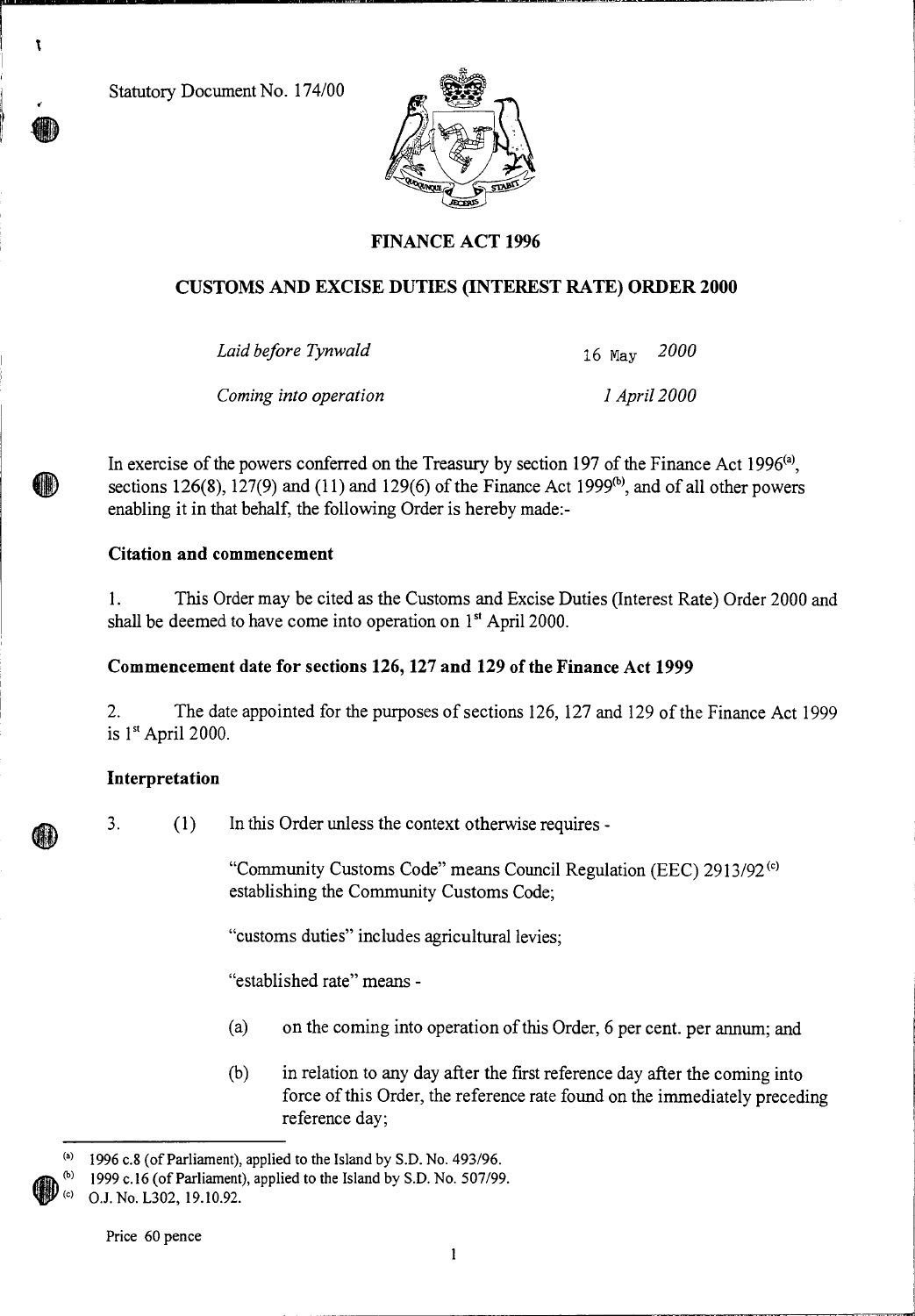Statutory Document No. 174/00

# FINANCE ACT 1996

## CUSTOMS AND EXCISE DUTIES (INTEREST RATE) ORDER 2000

*Laid before Tynwald* 16 May *2000*

*Coming into operation* *1 April 2000*

In exercise of the powers conferred on the Treasury by section 197 of the Finance Act 1996[a], sections 126(8), 127(9) and (11) and 129(6) of the Finance Act 1999[b], and of all other powers enabling it in that behalf, the following Order is hereby made:-

### Citation and commencement

1. This Order may be cited as the Customs and Excise Duties (Interest Rate) Order 2000 and shall be deemed to have come into operation on 1st April 2000.

### Commencement date for sections 126, 127 and 129 of the Finance Act 1999

2. The date appointed for the purposes of sections 126, 127 and 129 of the Finance Act 1999 is 1st April 2000.

### Interpretation

3. (1) In this Order unless the context otherwise requires -

"Community Customs Code" means Council Regulation (EEC) 2913/92[c] establishing the Community Customs Code;

"customs duties" includes agricultural levies;

"established rate" means -

(a) on the coming into operation of this Order, 6 per cent. per annum; and

(b) in relation to any day after the first reference day after the coming into force of this Order, the reference rate found on the immediately preceding reference day;

---

[a] 1996 c.8 (of Parliament), applied to the Island by S.D. No. 493/96.

[b] 1999 c.16 (of Parliament), applied to the Island by S.D. No. 507/99.

[c] O.J. No. L302, 19.10.92.

Price 60 pence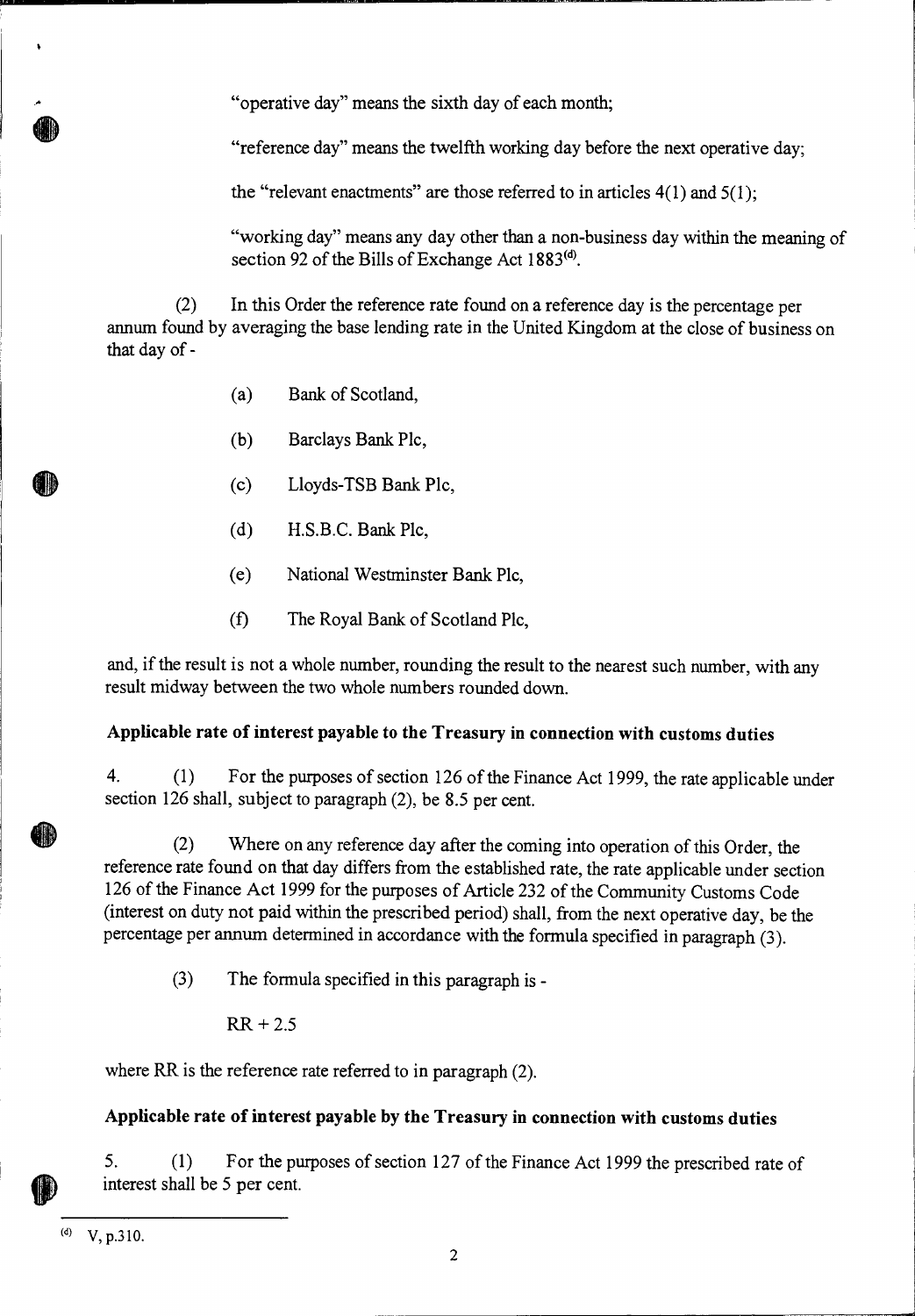"operative day" means the sixth day of each month;

"reference day" means the twelfth working day before the next operative day;

the "relevant enactments" are those referred to in articles 4(1) and 5(1);

"working day" means any day other than a non-business day within the meaning of section 92 of the Bills of Exchange Act 1883[(d)].

(2) In this Order the reference rate found on a reference day is the percentage per annum found by averaging the base lending rate in the United Kingdom at the close of business on that day of -

(a) Bank of Scotland,

(b) Barclays Bank Plc,

(c) Lloyds-TSB Bank Plc,

(d) H.S.B.C. Bank Plc,

(e) National Westminster Bank Plc,

(f) The Royal Bank of Scotland Plc,

and, if the result is not a whole number, rounding the result to the nearest such number, with any result midway between the two whole numbers rounded down.

**Applicable rate of interest payable to the Treasury in connection with customs duties**

4. (1) For the purposes of section 126 of the Finance Act 1999, the rate applicable under section 126 shall, subject to paragraph (2), be 8.5 per cent.

(2) Where on any reference day after the coming into operation of this Order, the reference rate found on that day differs from the established rate, the rate applicable under section 126 of the Finance Act 1999 for the purposes of Article 232 of the Community Customs Code (interest on duty not paid within the prescribed period) shall, from the next operative day, be the percentage per annum determined in accordance with the formula specified in paragraph (3).

(3) The formula specified in this paragraph is -

$$RR + 2.5$$

where RR is the reference rate referred to in paragraph (2).

**Applicable rate of interest payable by the Treasury in connection with customs duties**

5. (1) For the purposes of section 127 of the Finance Act 1999 the prescribed rate of interest shall be 5 per cent.

---

(d) V, p.310.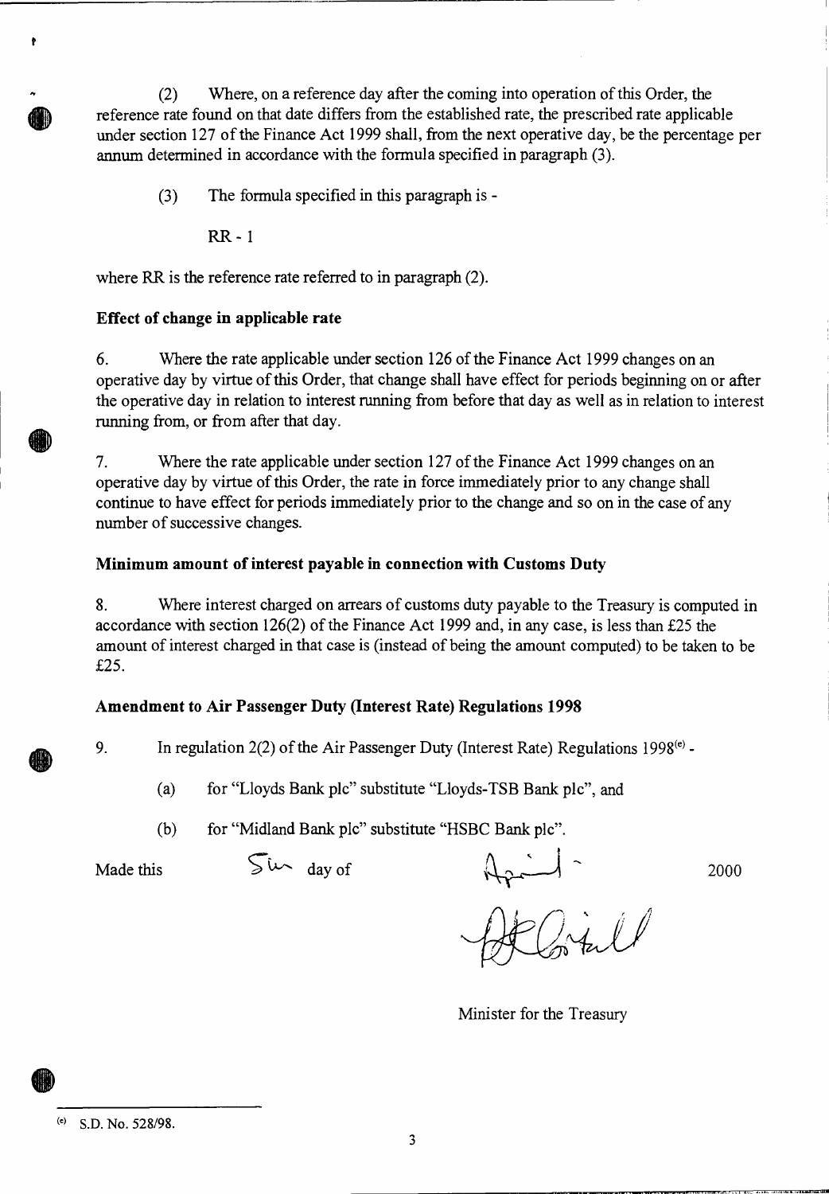(2) Where, on a reference day after the coming into operation of this Order, the reference rate found on that date differs from the established rate, the prescribed rate applicable under section 127 of the Finance Act 1999 shall, from the next operative day, be the percentage per annum determined in accordance with the formula specified in paragraph (3).

(3) The formula specified in this paragraph is -

$$RR - 1$$

where RR is the reference rate referred to in paragraph (2).

### Effect of change in applicable rate

6. Where the rate applicable under section 126 of the Finance Act 1999 changes on an operative day by virtue of this Order, that change shall have effect for periods beginning on or after the operative day in relation to interest running from before that day as well as in relation to interest running from, or from after that day.

7. Where the rate applicable under section 127 of the Finance Act 1999 changes on an operative day by virtue of this Order, the rate in force immediately prior to any change shall continue to have effect for periods immediately prior to the change and so on in the case of any number of successive changes.

### Minimum amount of interest payable in connection with Customs Duty

8. Where interest charged on arrears of customs duty payable to the Treasury is computed in accordance with section 126(2) of the Finance Act 1999 and, in any case, is less than £25 the amount of interest charged in that case is (instead of being the amount computed) to be taken to be £25.

### Amendment to Air Passenger Duty (Interest Rate) Regulations 1998

9. In regulation 2(2) of the Air Passenger Duty (Interest Rate) Regulations 1998[e] -

(a) for "Lloyds Bank plc" substitute "Lloyds-TSB Bank plc", and

(b) for "Midland Bank plc" substitute "HSBC Bank plc".

Made this 5th day of April 2000

Minister for the Treasury

---

[e] S.D. No. 528/98.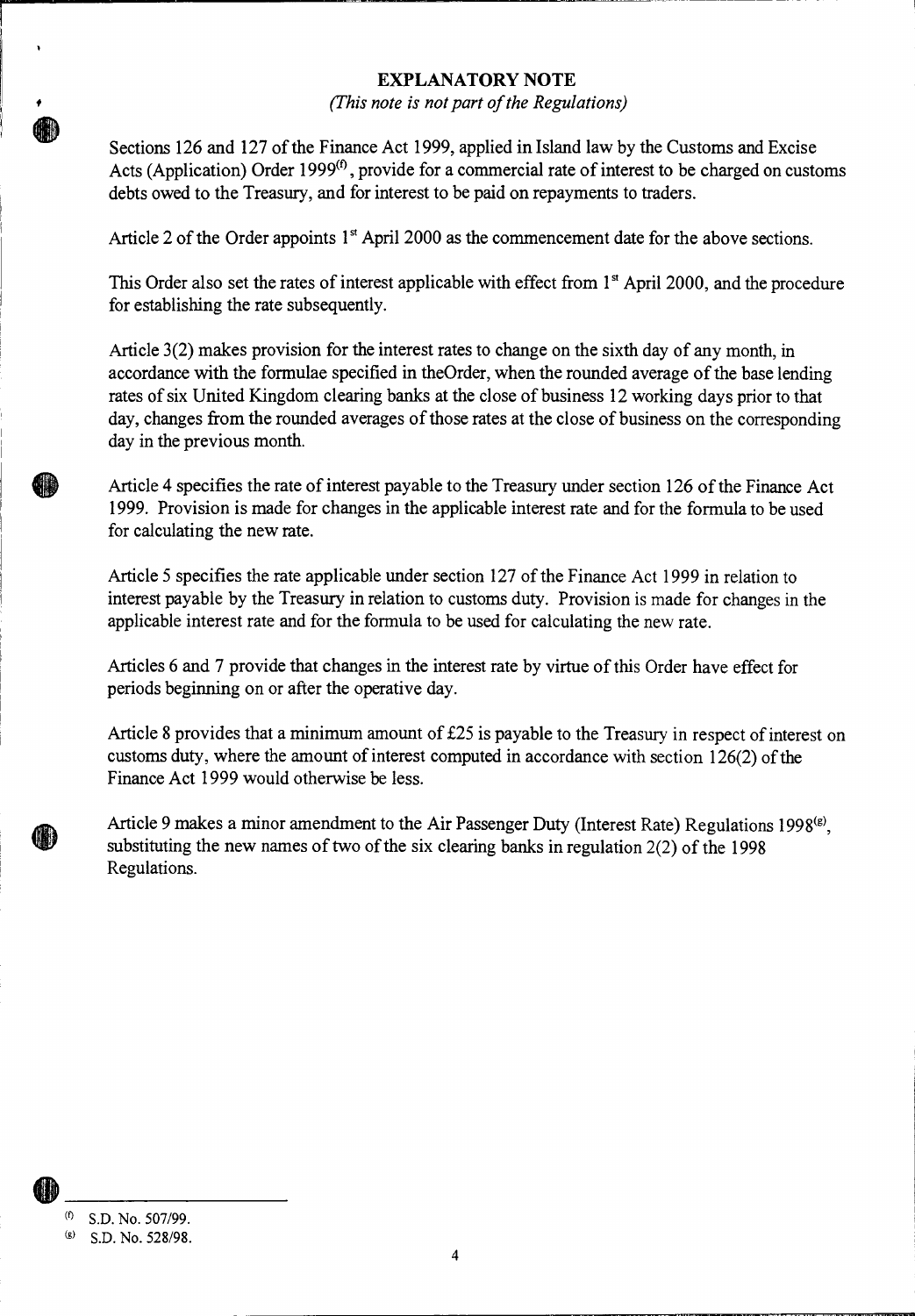# EXPLANATORY NOTE

*(This note is not part of the Regulations)*

Sections 126 and 127 of the Finance Act 1999, applied in Island law by the Customs and Excise Acts (Application) Order 1999[(f)], provide for a commercial rate of interest to be charged on customs debts owed to the Treasury, and for interest to be paid on repayments to traders.

Article 2 of the Order appoints 1st April 2000 as the commencement date for the above sections.

This Order also set the rates of interest applicable with effect from 1st April 2000, and the procedure for establishing the rate subsequently.

Article 3(2) makes provision for the interest rates to change on the sixth day of any month, in accordance with the formulae specified in theOrder, when the rounded average of the base lending rates of six United Kingdom clearing banks at the close of business 12 working days prior to that day, changes from the rounded averages of those rates at the close of business on the corresponding day in the previous month.

Article 4 specifies the rate of interest payable to the Treasury under section 126 of the Finance Act 1999. Provision is made for changes in the applicable interest rate and for the formula to be used for calculating the new rate.

Article 5 specifies the rate applicable under section 127 of the Finance Act 1999 in relation to interest payable by the Treasury in relation to customs duty. Provision is made for changes in the applicable interest rate and for the formula to be used for calculating the new rate.

Articles 6 and 7 provide that changes in the interest rate by virtue of this Order have effect for periods beginning on or after the operative day.

Article 8 provides that a minimum amount of £25 is payable to the Treasury in respect of interest on customs duty, where the amount of interest computed in accordance with section 126(2) of the Finance Act 1999 would otherwise be less.

Article 9 makes a minor amendment to the Air Passenger Duty (Interest Rate) Regulations 1998[(g)], substituting the new names of two of the six clearing banks in regulation 2(2) of the 1998 Regulations.

---

(f) S.D. No. 507/99.

(g) S.D. No. 528/98.